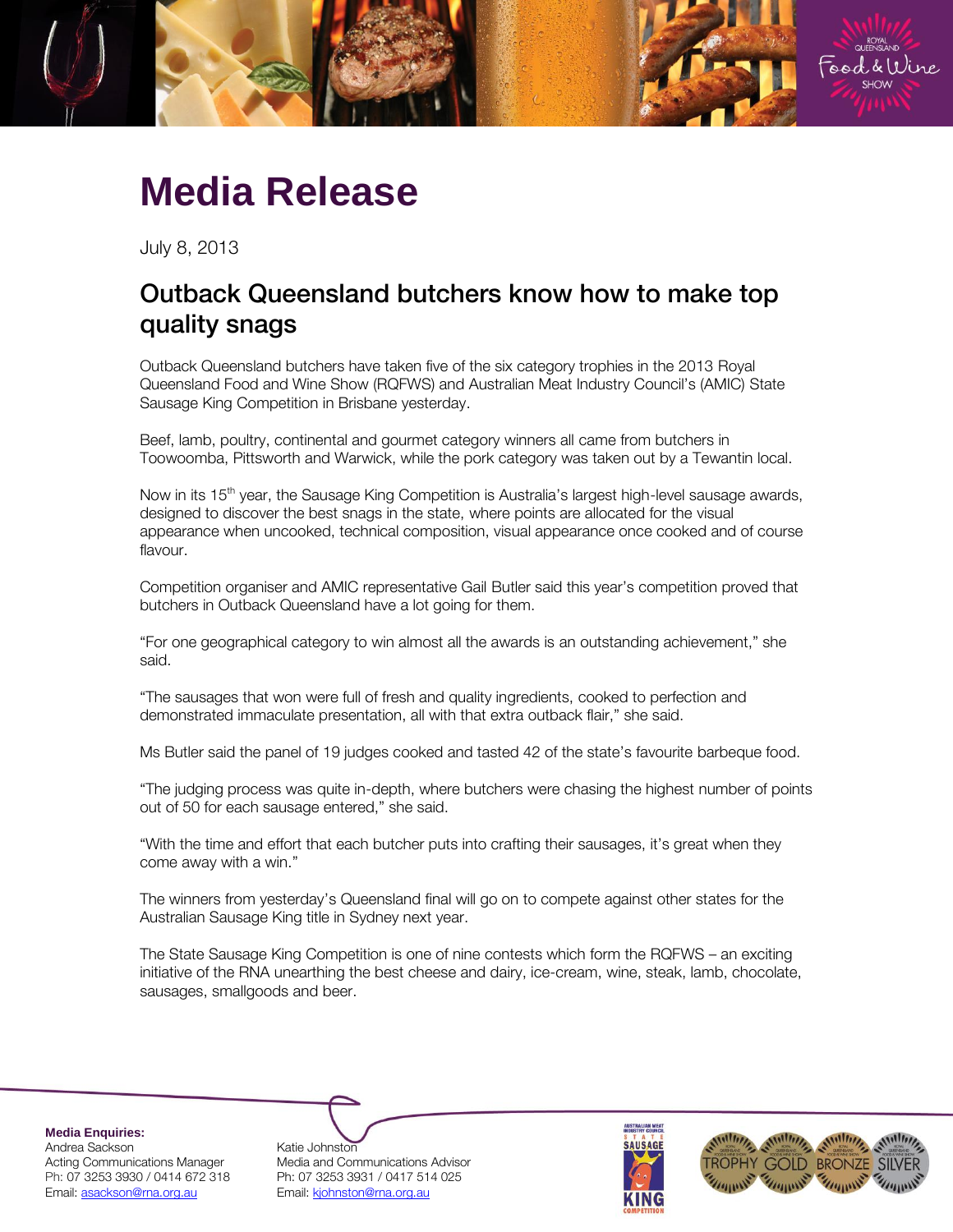# Media Release

July 8, 2013

## Outback Queensland butchers know how to make top quality snags

Outback Queensland butchers have taken five of the six category trophies in the 2013 Royal Queensland Food and Wine Show (RQFWS) and Australian Meat Industry Council's (AMIC) State Sausage King Competition in Brisbane yesterday.

Beef, lamb, poultry, continental and gourmet category winners all came from butchers in Toowoomba, Pittsworth and Warwick, while the pork category was taken out by a Tewantin local.

Now in its 15th year, the Sausage King Competition is Australia's largest high-level sausage awards, designed to discover the best snags in the state, where points are allocated for the visual appearance when uncooked, technical composition, visual appearance once cooked and of course flavour.

Competition organiser and AMIC representative Gail Butler said this year's competition proved that butchers in Outback Queensland have a lot going for them.

"For one geographical category to win almost all the awards is an outstanding achievement," she said.

"The sausages that won were full of fresh and quality ingredients, cooked to perfection and demonstrated immaculate presentation, all with that extra outback flair," she said.

Ms Butler said the panel of 19 judges cooked and tasted 42 of the state's favourite barbeque food.

"The judging process was quite in-depth, where butchers were chasing the highest number of points out of 50 for each sausage entered," she said.

"With the time and effort that each butcher puts into crafting their sausages, it's great when they come away with a win."

The winners from yesterday's Queensland final will go on to compete against other states for the Australian Sausage King title in Sydney next year.

The State Sausage King Competition is one of nine contests which form the RQFWS – an exciting initiative of the RNA unearthing the best cheese and dairy, ice-cream, wine, steak, lamb, chocolate, sausages, smallgoods and beer.

**Media Enquiries:**

Andrea Sackson
Acting Communications Manager
Ph: 07 3253 3930 / 0414 672 318
Email: asackson@rna.org.au

Katie Johnston
Media and Communications Advisor
Ph: 07 3253 3931 / 0417 514 025
Email: kjohnston@rna.org.au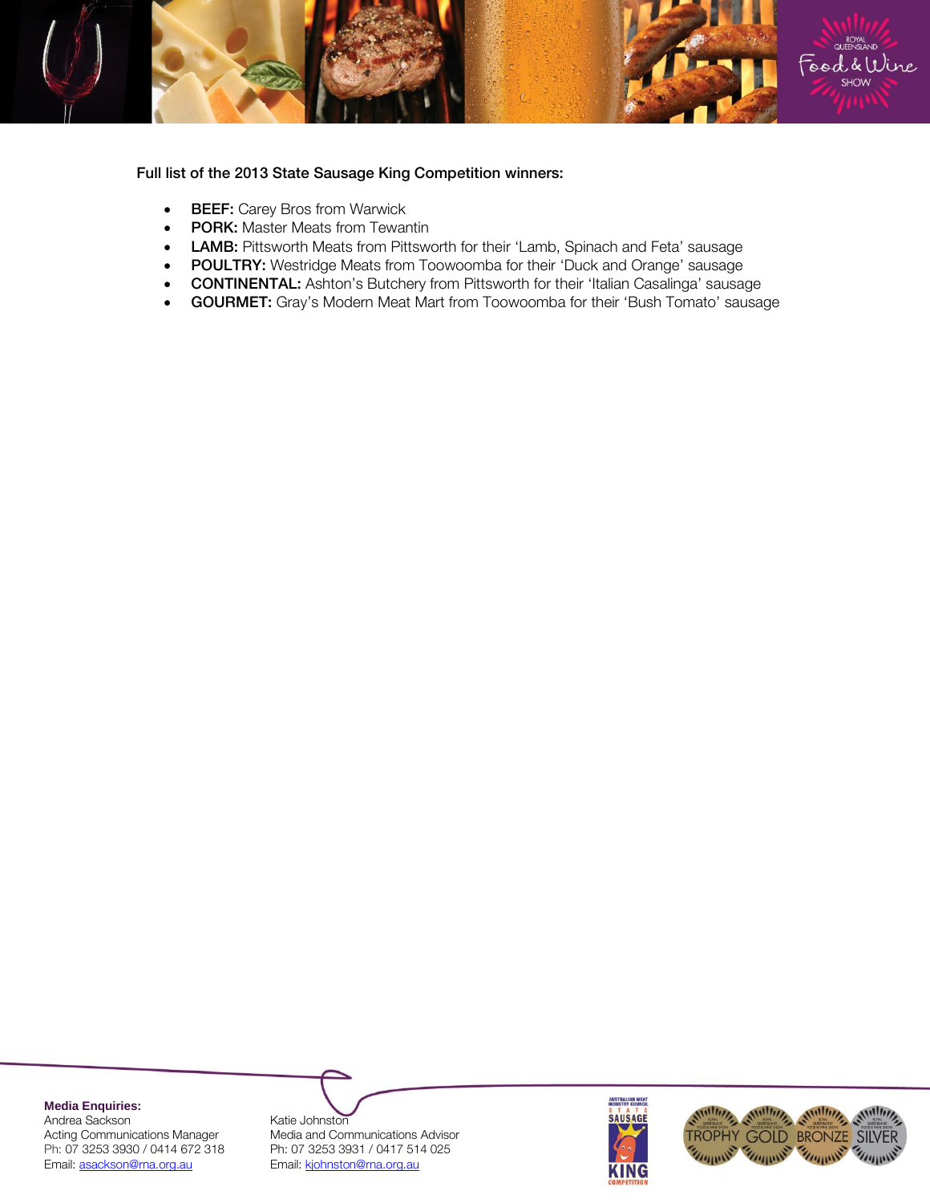**Full list of the 2013 State Sausage King Competition winners:**

- **BEEF:** Carey Bros from Warwick
- **PORK:** Master Meats from Tewantin
- **LAMB:** Pittsworth Meats from Pittsworth for their 'Lamb, Spinach and Feta' sausage
- **POULTRY:** Westridge Meats from Toowoomba for their 'Duck and Orange' sausage
- **CONTINENTAL:** Ashton's Butchery from Pittsworth for their 'Italian Casalinga' sausage
- **GOURMET:** Gray's Modern Meat Mart from Toowoomba for their 'Bush Tomato' sausage

**Media Enquiries:**

Andrea Sackson
Acting Communications Manager
Ph: 07 3253 3930 / 0414 672 318
Email: asackson@rna.org.au

Katie Johnston
Media and Communications Advisor
Ph: 07 3253 3931 / 0417 514 025
Email: kjohnston@rna.org.au